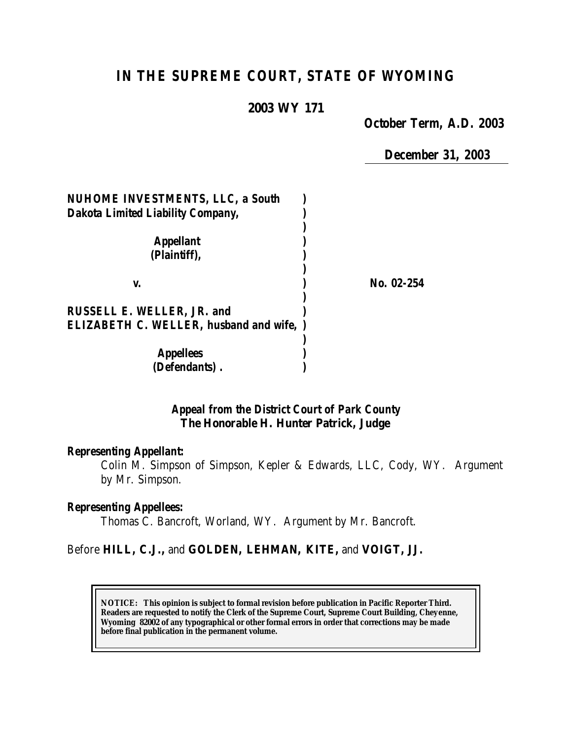# IN THE SUPREME COURT, STATE OF WYOMING

**2003 WY 171**

**October Term, A.D. 2003**

**December 31, 2003**

**NUHOME INVESTMENTS, LLC, a South Dakota Limited Liability Company,**

**Appellant (Plaintiff),**

**v.**

**RUSSELL E. WELLER, JR. and ELIZABETH C. WELLER, husband and wife,**

**Appellees (Defendants).**

**No. 02-254**

***Appeal from the District Court of Park County***
***The Honorable H. Hunter Patrick, Judge***

***Representing Appellant:***

Colin M. Simpson of Simpson, Kepler & Edwards, LLC, Cody, WY. Argument by Mr. Simpson.

***Representing Appellees:***

Thomas C. Bancroft, Worland, WY. Argument by Mr. Bancroft.

Before **HILL, C.J.,** and **GOLDEN, LEHMAN, KITE,** and **VOIGT, JJ.**

**NOTICE: This opinion is subject to formal revision before publication in Pacific Reporter Third. Readers are requested to notify the Clerk of the Supreme Court, Supreme Court Building, Cheyenne, Wyoming 82002 of any typographical or other formal errors in order that corrections may be made before final publication in the permanent volume.**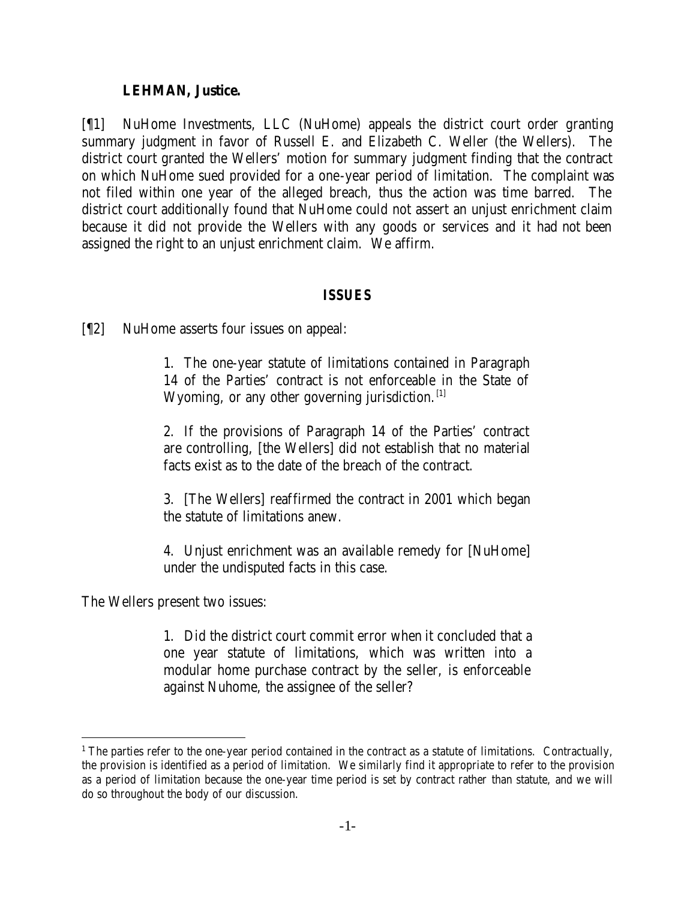**LEHMAN, Justice.**

[¶1] NuHome Investments, LLC (NuHome) appeals the district court order granting summary judgment in favor of Russell E. and Elizabeth C. Weller (the Wellers). The district court granted the Wellers' motion for summary judgment finding that the contract on which NuHome sued provided for a one-year period of limitation. The complaint was not filed within one year of the alleged breach, thus the action was time barred. The district court additionally found that NuHome could not assert an unjust enrichment claim because it did not provide the Wellers with any goods or services and it had not been assigned the right to an unjust enrichment claim. We affirm.

## ISSUES

[¶2] NuHome asserts four issues on appeal:

> 1. The one-year statute of limitations contained in Paragraph 14 of the Parties' contract is not enforceable in the State of Wyoming, or any other governing jurisdiction.[1]
>
> 2. If the provisions of Paragraph 14 of the Parties' contract are controlling, [the Wellers] did not establish that no material facts exist as to the date of the breach of the contract.
>
> 3. [The Wellers] reaffirmed the contract in 2001 which began the statute of limitations anew.
>
> 4. Unjust enrichment was an available remedy for [NuHome] under the undisputed facts in this case.

The Wellers present two issues:

> 1. Did the district court commit error when it concluded that a one year statute of limitations, which was written into a modular home purchase contract by the seller, is enforceable against Nuhome, the assignee of the seller?

---

[1] The parties refer to the one-year period contained in the contract as a statute of limitations. Contractually, the provision is identified as a period of limitation. We similarly find it appropriate to refer to the provision as a period of limitation because the one-year time period is set by contract rather than statute, and we will do so throughout the body of our discussion.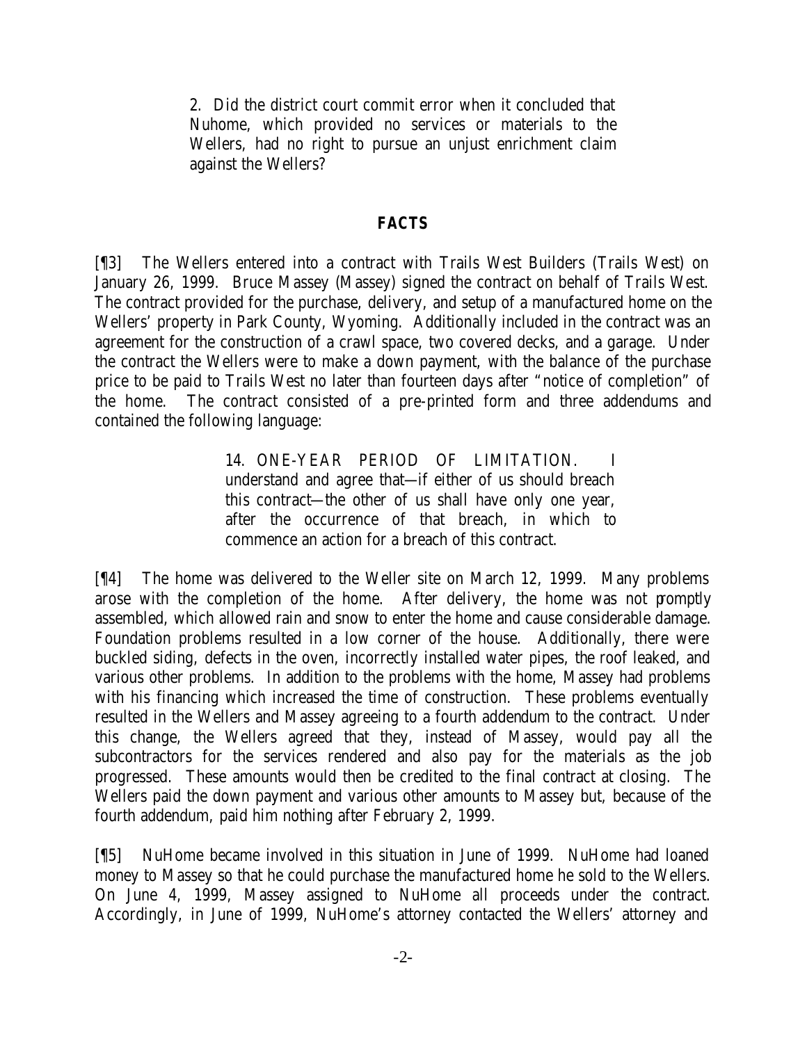> 2. Did the district court commit error when it concluded that Nuhome, which provided no services or materials to the Wellers, had no right to pursue an unjust enrichment claim against the Wellers?

## FACTS

[¶3] The Wellers entered into a contract with Trails West Builders (Trails West) on January 26, 1999. Bruce Massey (Massey) signed the contract on behalf of Trails West. The contract provided for the purchase, delivery, and setup of a manufactured home on the Wellers' property in Park County, Wyoming. Additionally included in the contract was an agreement for the construction of a crawl space, two covered decks, and a garage. Under the contract the Wellers were to make a down payment, with the balance of the purchase price to be paid to Trails West no later than fourteen days after "notice of completion" of the home. The contract consisted of a pre-printed form and three addendums and contained the following language:

> 14. ONE-YEAR PERIOD OF LIMITATION. I understand and agree that—if either of us should breach this contract—the other of us shall have only one year, after the occurrence of that breach, in which to commence an action for a breach of this contract.

[¶4] The home was delivered to the Weller site on March 12, 1999. Many problems arose with the completion of the home. After delivery, the home was not promptly assembled, which allowed rain and snow to enter the home and cause considerable damage. Foundation problems resulted in a low corner of the house. Additionally, there were buckled siding, defects in the oven, incorrectly installed water pipes, the roof leaked, and various other problems. In addition to the problems with the home, Massey had problems with his financing which increased the time of construction. These problems eventually resulted in the Wellers and Massey agreeing to a fourth addendum to the contract. Under this change, the Wellers agreed that they, instead of Massey, would pay all the subcontractors for the services rendered and also pay for the materials as the job progressed. These amounts would then be credited to the final contract at closing. The Wellers paid the down payment and various other amounts to Massey but, because of the fourth addendum, paid him nothing after February 2, 1999.

[¶5] NuHome became involved in this situation in June of 1999. NuHome had loaned money to Massey so that he could purchase the manufactured home he sold to the Wellers. On June 4, 1999, Massey assigned to NuHome all proceeds under the contract. Accordingly, in June of 1999, NuHome's attorney contacted the Wellers' attorney and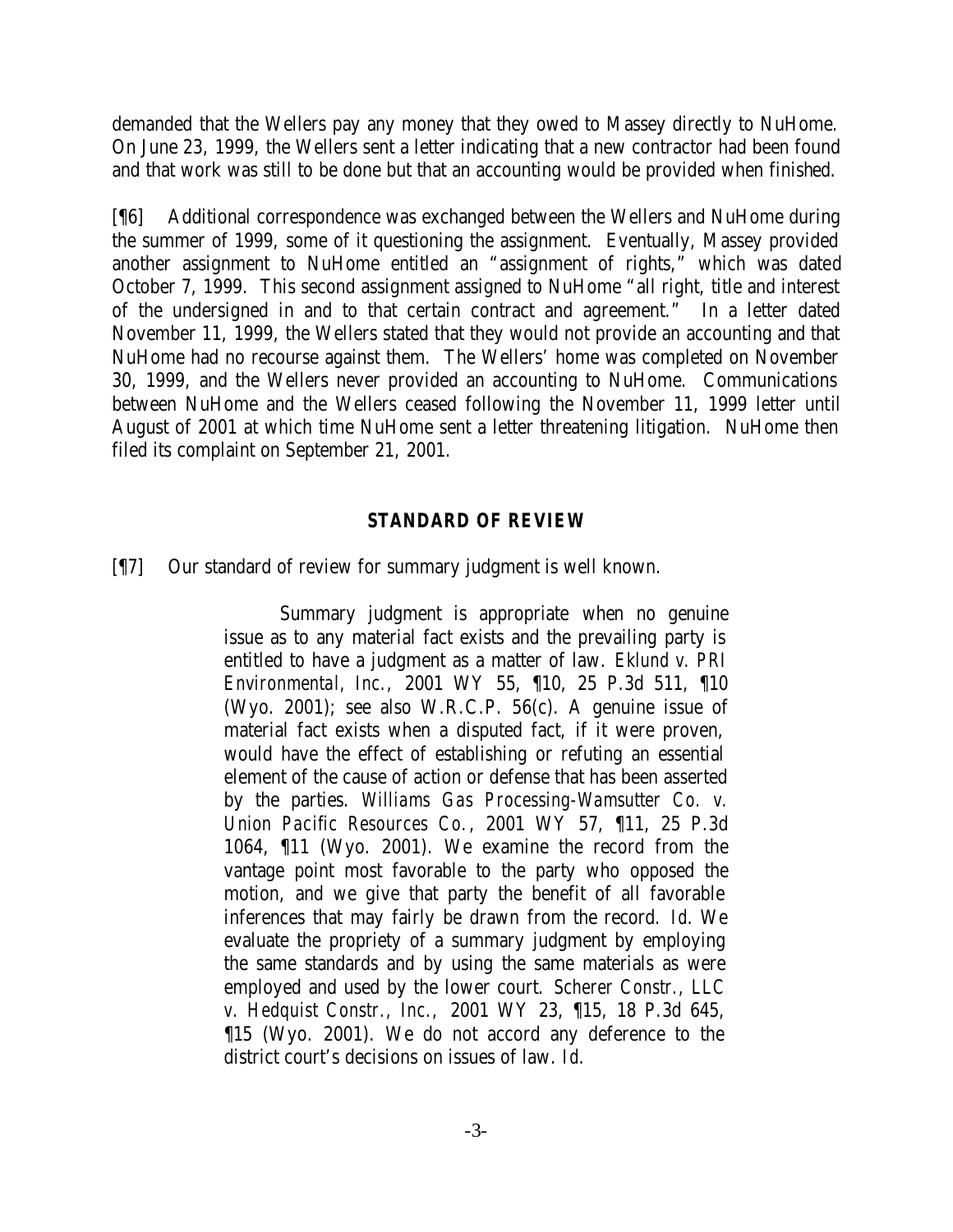demanded that the Wellers pay any money that they owed to Massey directly to NuHome. On June 23, 1999, the Wellers sent a letter indicating that a new contractor had been found and that work was still to be done but that an accounting would be provided when finished.

[¶6] Additional correspondence was exchanged between the Wellers and NuHome during the summer of 1999, some of it questioning the assignment. Eventually, Massey provided another assignment to NuHome entitled an "assignment of rights," which was dated October 7, 1999. This second assignment assigned to NuHome "all right, title and interest of the undersigned in and to that certain contract and agreement." In a letter dated November 11, 1999, the Wellers stated that they would not provide an accounting and that NuHome had no recourse against them. The Wellers' home was completed on November 30, 1999, and the Wellers never provided an accounting to NuHome. Communications between NuHome and the Wellers ceased following the November 11, 1999 letter until August of 2001 at which time NuHome sent a letter threatening litigation. NuHome then filed its complaint on September 21, 2001.

## STANDARD OF REVIEW

[¶7] Our standard of review for summary judgment is well known.

> Summary judgment is appropriate when no genuine issue as to any material fact exists and the prevailing party is entitled to have a judgment as a matter of law. *Eklund v. PRI Environmental, Inc.*, 2001 WY 55, ¶10, 25 P.3d 511, ¶10 (Wyo. 2001); see also W.R.C.P. 56(c). A genuine issue of material fact exists when a disputed fact, if it were proven, would have the effect of establishing or refuting an essential element of the cause of action or defense that has been asserted by the parties. *Williams Gas Processing-Wamsutter Co. v. Union Pacific Resources Co.*, 2001 WY 57, ¶11, 25 P.3d 1064, ¶11 (Wyo. 2001). We examine the record from the vantage point most favorable to the party who opposed the motion, and we give that party the benefit of all favorable inferences that may fairly be drawn from the record. *Id.* We evaluate the propriety of a summary judgment by employing the same standards and by using the same materials as were employed and used by the lower court. *Scherer Constr., LLC v. Hedquist Constr., Inc.*, 2001 WY 23, ¶15, 18 P.3d 645, ¶15 (Wyo. 2001). We do not accord any deference to the district court's decisions on issues of law. *Id.*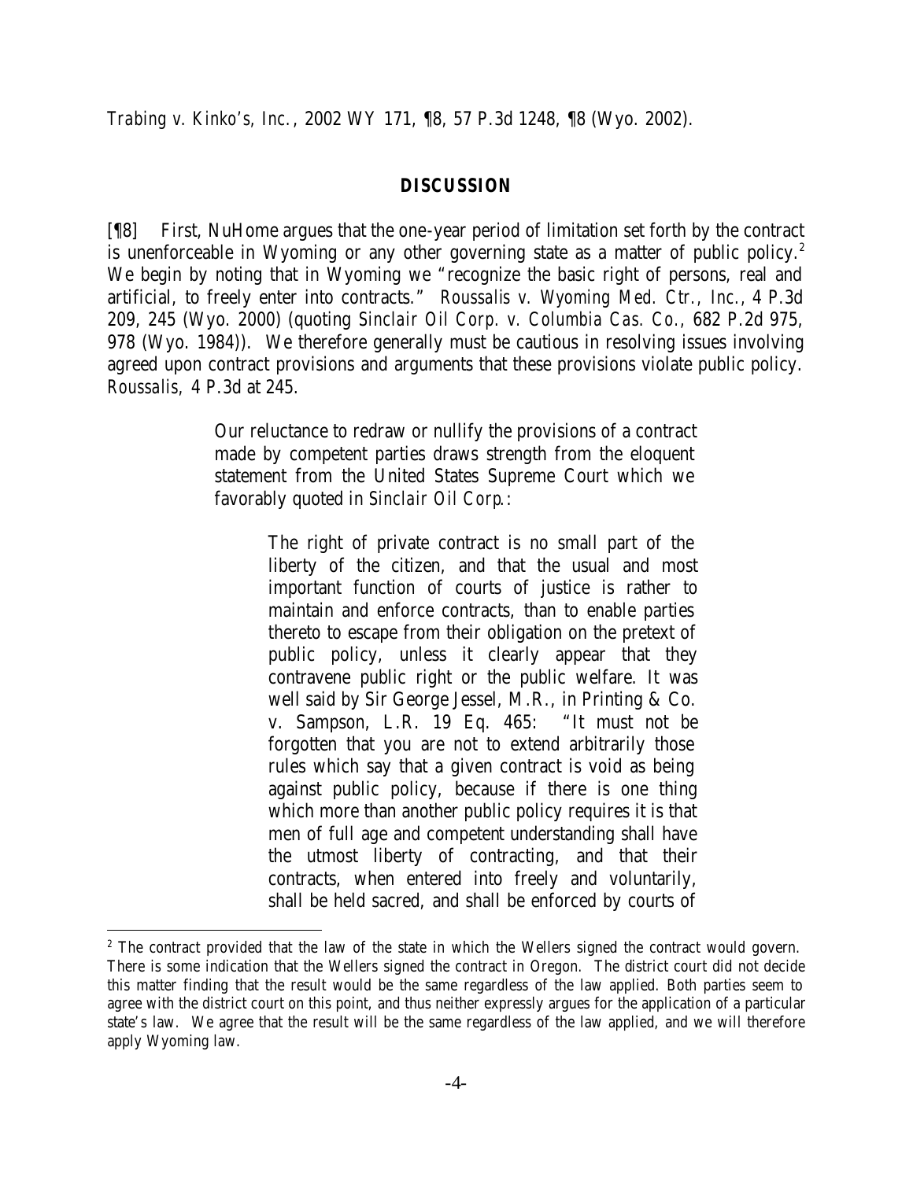*Trabing v. Kinko's, Inc.*, 2002 WY 171, ¶8, 57 P.3d 1248, ¶8 (Wyo. 2002).

## DISCUSSION

[¶8] First, NuHome argues that the one-year period of limitation set forth by the contract is unenforceable in Wyoming or any other governing state as a matter of public policy.[2] We begin by noting that in Wyoming we "recognize the basic right of persons, real and artificial, to freely enter into contracts." *Roussalis v. Wyoming Med. Ctr., Inc.*, 4 P.3d 209, 245 (Wyo. 2000) (quoting *Sinclair Oil Corp. v. Columbia Cas. Co.*, 682 P.2d 975, 978 (Wyo. 1984)). We therefore generally must be cautious in resolving issues involving agreed upon contract provisions and arguments that these provisions violate public policy. *Roussalis*, 4 P.3d at 245.

> Our reluctance to redraw or nullify the provisions of a contract made by competent parties draws strength from the eloquent statement from the United States Supreme Court which we favorably quoted in *Sinclair Oil Corp.*:
>
> > The right of private contract is no small part of the liberty of the citizen, and that the usual and most important function of courts of justice is rather to maintain and enforce contracts, than to enable parties thereto to escape from their obligation on the pretext of public policy, unless it clearly appear that they contravene public right or the public welfare. It was well said by Sir George Jessel, M.R., in Printing & Co. v. Sampson, L.R. 19 Eq. 465: "It must not be forgotten that you are not to extend arbitrarily those rules which say that a given contract is void as being against public policy, because if there is one thing which more than another public policy requires it is that men of full age and competent understanding shall have the utmost liberty of contracting, and that their contracts, when entered into freely and voluntarily, shall be held sacred, and shall be enforced by courts of

[2] The contract provided that the law of the state in which the Wellers signed the contract would govern. There is some indication that the Wellers signed the contract in Oregon. The district court did not decide this matter finding that the result would be the same regardless of the law applied. Both parties seem to agree with the district court on this point, and thus neither expressly argues for the application of a particular state's law. We agree that the result will be the same regardless of the law applied, and we will therefore apply Wyoming law.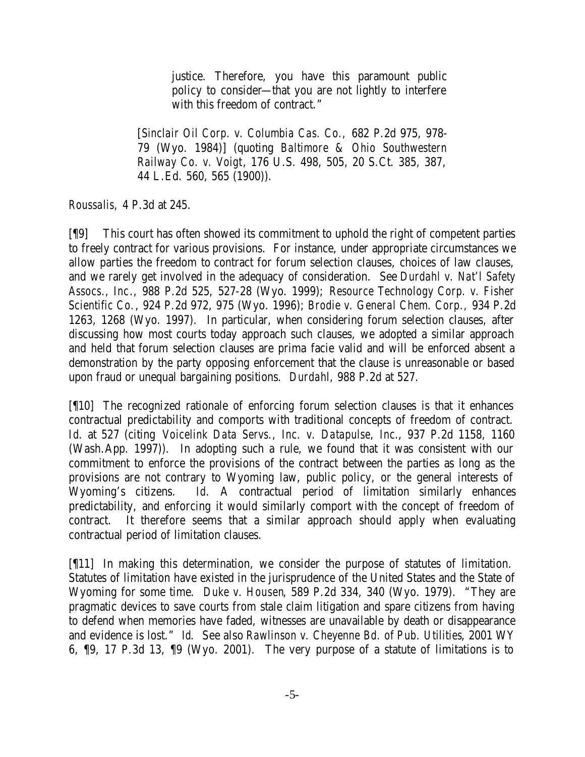> justice. Therefore, you have this paramount public policy to consider—that you are not lightly to interfere with this freedom of contract."
>
> [*Sinclair Oil Corp. v. Columbia Cas. Co.*, 682 P.2d 975, 978-79 (Wyo. 1984)] (quoting *Baltimore & Ohio Southwestern Railway Co. v. Voigt*, 176 U.S. 498, 505, 20 S.Ct. 385, 387, 44 L.Ed. 560, 565 (1900)).

*Roussalis*, 4 P.3d at 245.

[¶9] This court has often showed its commitment to uphold the right of competent parties to freely contract for various provisions. For instance, under appropriate circumstances we allow parties the freedom to contract for forum selection clauses, choices of law clauses, and we rarely get involved in the adequacy of consideration. See *Durdahl v. Nat'l Safety Assocs., Inc.*, 988 P.2d 525, 527-28 (Wyo. 1999); *Resource Technology Corp. v. Fisher Scientific Co.*, 924 P.2d 972, 975 (Wyo. 1996); *Brodie v. General Chem. Corp.*, 934 P.2d 1263, 1268 (Wyo. 1997). In particular, when considering forum selection clauses, after discussing how most courts today approach such clauses, we adopted a similar approach and held that forum selection clauses are prima facie valid and will be enforced absent a demonstration by the party opposing enforcement that the clause is unreasonable or based upon fraud or unequal bargaining positions. *Durdahl*, 988 P.2d at 527.

[¶10] The recognized rationale of enforcing forum selection clauses is that it enhances contractual predictability and comports with traditional concepts of freedom of contract. *Id.* at 527 (citing *Voicelink Data Servs., Inc. v. Datapulse, Inc.*, 937 P.2d 1158, 1160 (Wash.App. 1997)). In adopting such a rule, we found that it was consistent with our commitment to enforce the provisions of the contract between the parties as long as the provisions are not contrary to Wyoming law, public policy, or the general interests of Wyoming's citizens. *Id.* A contractual period of limitation similarly enhances predictability, and enforcing it would similarly comport with the concept of freedom of contract. It therefore seems that a similar approach should apply when evaluating contractual period of limitation clauses.

[¶11] In making this determination, we consider the purpose of statutes of limitation. Statutes of limitation have existed in the jurisprudence of the United States and the State of Wyoming for some time. *Duke v. Housen*, 589 P.2d 334, 340 (Wyo. 1979). "They are pragmatic devices to save courts from stale claim litigation and spare citizens from having to defend when memories have faded, witnesses are unavailable by death or disappearance and evidence is lost." *Id.* See also *Rawlinson v. Cheyenne Bd. of Pub. Utilities*, 2001 WY 6, ¶9, 17 P.3d 13, ¶9 (Wyo. 2001). The very purpose of a statute of limitations is to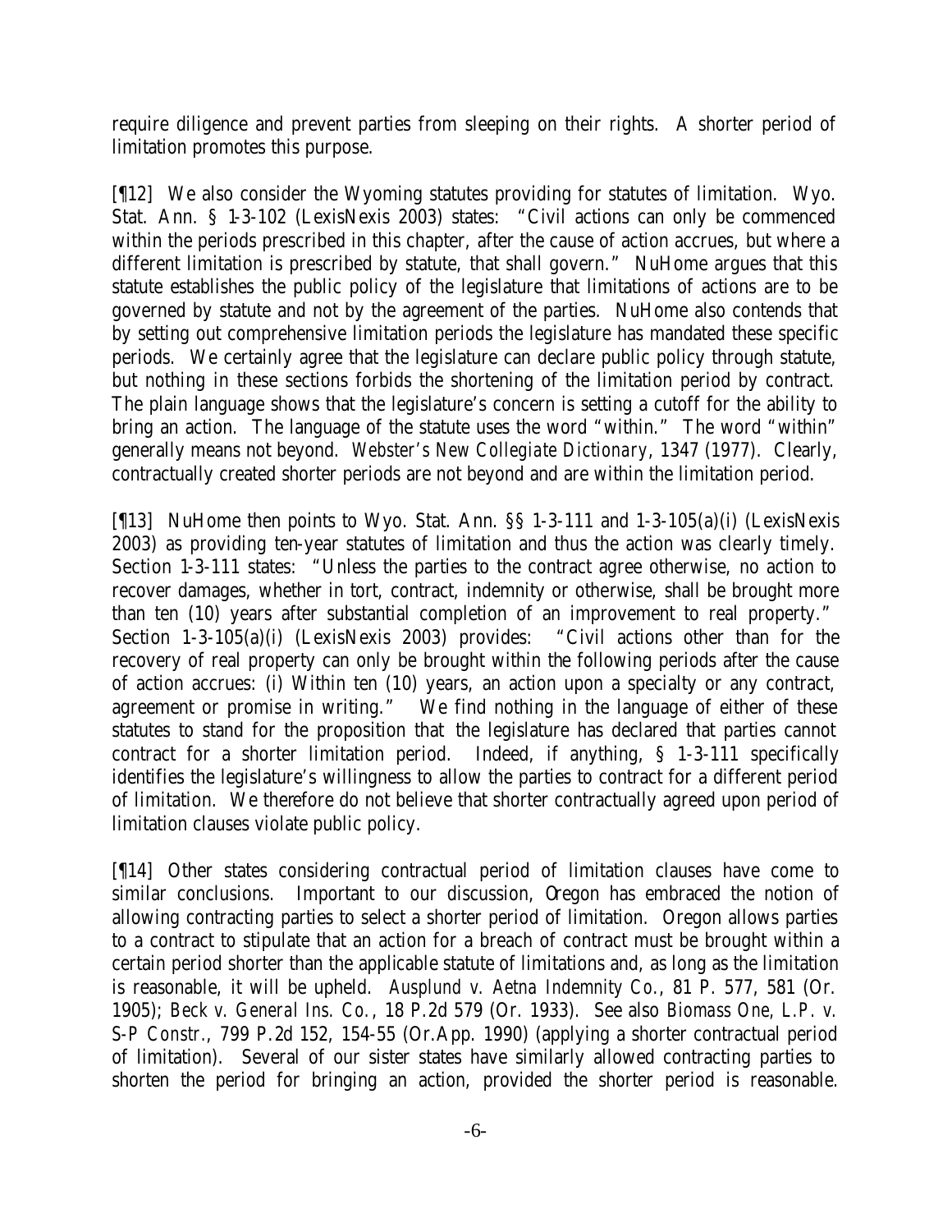require diligence and prevent parties from sleeping on their rights. A shorter period of limitation promotes this purpose.

[¶12] We also consider the Wyoming statutes providing for statutes of limitation. Wyo. Stat. Ann. § 1-3-102 (LexisNexis 2003) states: "Civil actions can only be commenced within the periods prescribed in this chapter, after the cause of action accrues, but where a different limitation is prescribed by statute, that shall govern." NuHome argues that this statute establishes the public policy of the legislature that limitations of actions are to be governed by statute and not by the agreement of the parties. NuHome also contends that by setting out comprehensive limitation periods the legislature has mandated these specific periods. We certainly agree that the legislature can declare public policy through statute, but nothing in these sections forbids the shortening of the limitation period by contract. The plain language shows that the legislature's concern is setting a cutoff for the ability to bring an action. The language of the statute uses the word "within." The word "within" generally means not beyond. *Webster's New Collegiate Dictionary*, 1347 (1977). Clearly, contractually created shorter periods are not beyond and are within the limitation period.

[¶13] NuHome then points to Wyo. Stat. Ann. §§ 1-3-111 and 1-3-105(a)(i) (LexisNexis 2003) as providing ten-year statutes of limitation and thus the action was clearly timely. Section 1-3-111 states: "Unless the parties to the contract agree otherwise, no action to recover damages, whether in tort, contract, indemnity or otherwise, shall be brought more than ten (10) years after substantial completion of an improvement to real property." Section 1-3-105(a)(i) (LexisNexis 2003) provides: "Civil actions other than for the recovery of real property can only be brought within the following periods after the cause of action accrues: (i) Within ten (10) years, an action upon a specialty or any contract, agreement or promise in writing." We find nothing in the language of either of these statutes to stand for the proposition that the legislature has declared that parties cannot contract for a shorter limitation period. Indeed, if anything, § 1-3-111 specifically identifies the legislature's willingness to allow the parties to contract for a different period of limitation. We therefore do not believe that shorter contractually agreed upon period of limitation clauses violate public policy.

[¶14] Other states considering contractual period of limitation clauses have come to similar conclusions. Important to our discussion, Oregon has embraced the notion of allowing contracting parties to select a shorter period of limitation. Oregon allows parties to a contract to stipulate that an action for a breach of contract must be brought within a certain period shorter than the applicable statute of limitations and, as long as the limitation is reasonable, it will be upheld. *Ausplund v. Aetna Indemnity Co.*, 81 P. 577, 581 (Or. 1905); *Beck v. General Ins. Co.*, 18 P.2d 579 (Or. 1933). See also *Biomass One, L.P. v. S-P Constr.*, 799 P.2d 152, 154-55 (Or.App. 1990) (applying a shorter contractual period of limitation). Several of our sister states have similarly allowed contracting parties to shorten the period for bringing an action, provided the shorter period is reasonable.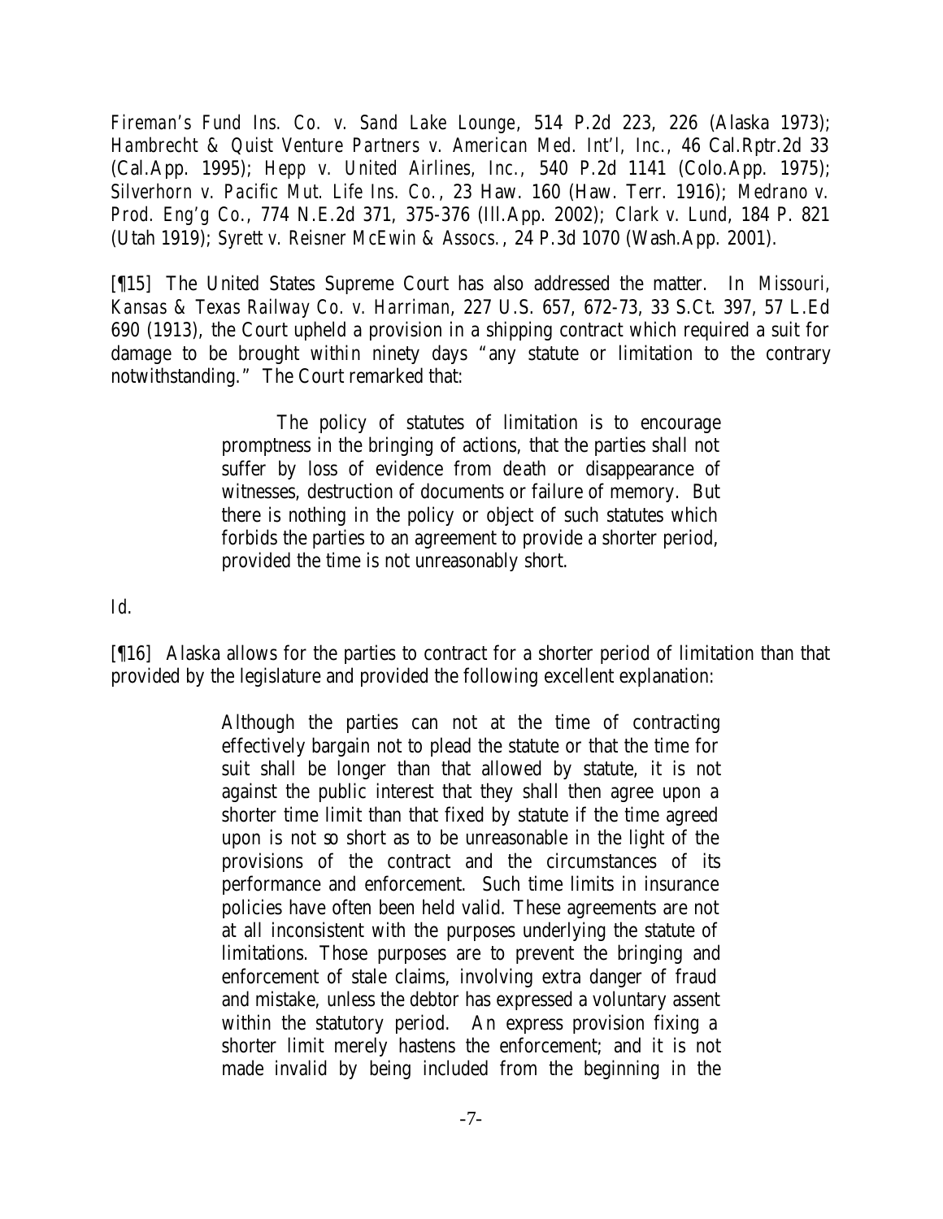*Fireman's Fund Ins. Co. v. Sand Lake Lounge*, 514 P.2d 223, 226 (Alaska 1973); *Hambrecht & Quist Venture Partners v. American Med. Int'l, Inc.*, 46 Cal.Rptr.2d 33 (Cal.App. 1995); *Hepp v. United Airlines, Inc.*, 540 P.2d 1141 (Colo.App. 1975); *Silverhorn v. Pacific Mut. Life Ins. Co.*, 23 Haw. 160 (Haw. Terr. 1916); *Medrano v. Prod. Eng'g Co.*, 774 N.E.2d 371, 375-376 (Ill.App. 2002); *Clark v. Lund*, 184 P. 821 (Utah 1919); *Syrett v. Reisner McEwin & Assocs.*, 24 P.3d 1070 (Wash.App. 2001).

[¶15] The United States Supreme Court has also addressed the matter. In *Missouri, Kansas & Texas Railway Co. v. Harriman*, 227 U.S. 657, 672-73, 33 S.Ct. 397, 57 L.Ed 690 (1913), the Court upheld a provision in a shipping contract which required a suit for damage to be brought within ninety days "any statute or limitation to the contrary notwithstanding." The Court remarked that:

> The policy of statutes of limitation is to encourage promptness in the bringing of actions, that the parties shall not suffer by loss of evidence from death or disappearance of witnesses, destruction of documents or failure of memory. But there is nothing in the policy or object of such statutes which forbids the parties to an agreement to provide a shorter period, provided the time is not unreasonably short.

*Id.*

[¶16] Alaska allows for the parties to contract for a shorter period of limitation than that provided by the legislature and provided the following excellent explanation:

> Although the parties can not at the time of contracting effectively bargain not to plead the statute or that the time for suit shall be longer than that allowed by statute, it is not against the public interest that they shall then agree upon a shorter time limit than that fixed by statute if the time agreed upon is not so short as to be unreasonable in the light of the provisions of the contract and the circumstances of its performance and enforcement. Such time limits in insurance policies have often been held valid. These agreements are not at all inconsistent with the purposes underlying the statute of limitations. Those purposes are to prevent the bringing and enforcement of stale claims, involving extra danger of fraud and mistake, unless the debtor has expressed a voluntary assent within the statutory period. An express provision fixing a shorter limit merely hastens the enforcement; and it is not made invalid by being included from the beginning in the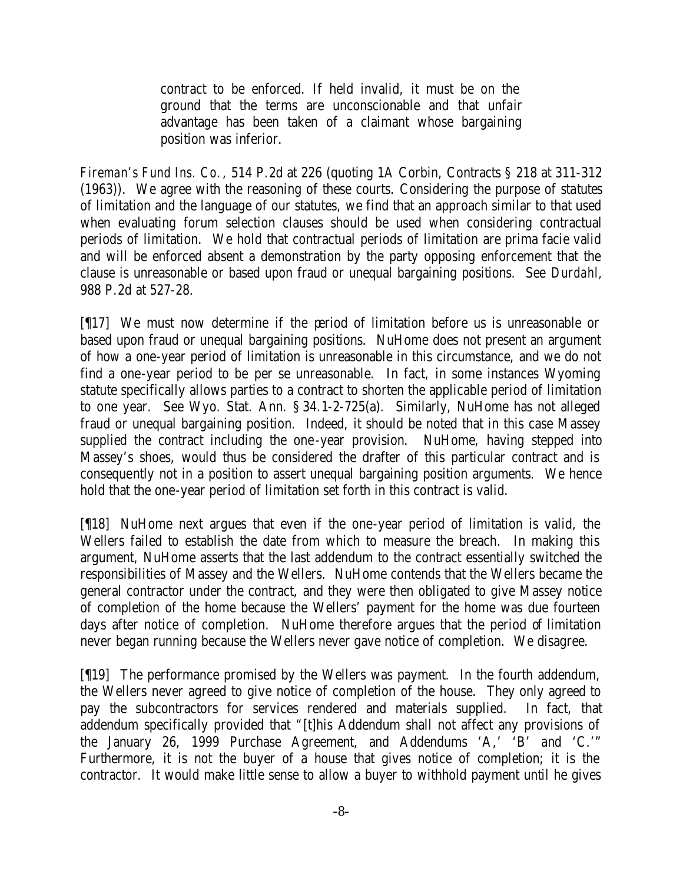> contract to be enforced. If held invalid, it must be on the ground that the terms are unconscionable and that unfair advantage has been taken of a claimant whose bargaining position was inferior.

*Fireman's Fund Ins. Co.*, 514 P.2d at 226 (quoting 1A Corbin, Contracts § 218 at 311-312 (1963)). We agree with the reasoning of these courts. Considering the purpose of statutes of limitation and the language of our statutes, we find that an approach similar to that used when evaluating forum selection clauses should be used when considering contractual periods of limitation. We hold that contractual periods of limitation are prima facie valid and will be enforced absent a demonstration by the party opposing enforcement that the clause is unreasonable or based upon fraud or unequal bargaining positions. See *Durdahl*, 988 P.2d at 527-28.

[¶17] We must now determine if the period of limitation before us is unreasonable or based upon fraud or unequal bargaining positions. NuHome does not present an argument of how a one-year period of limitation is unreasonable in this circumstance, and we do not find a one-year period to be per se unreasonable. In fact, in some instances Wyoming statute specifically allows parties to a contract to shorten the applicable period of limitation to one year. See Wyo. Stat. Ann. § 34.1-2-725(a). Similarly, NuHome has not alleged fraud or unequal bargaining position. Indeed, it should be noted that in this case Massey supplied the contract including the one-year provision. NuHome, having stepped into Massey's shoes, would thus be considered the drafter of this particular contract and is consequently not in a position to assert unequal bargaining position arguments. We hence hold that the one-year period of limitation set forth in this contract is valid.

[¶18] NuHome next argues that even if the one-year period of limitation is valid, the Wellers failed to establish the date from which to measure the breach. In making this argument, NuHome asserts that the last addendum to the contract essentially switched the responsibilities of Massey and the Wellers. NuHome contends that the Wellers became the general contractor under the contract, and they were then obligated to give Massey notice of completion of the home because the Wellers' payment for the home was due fourteen days after notice of completion. NuHome therefore argues that the period of limitation never began running because the Wellers never gave notice of completion. We disagree.

[¶19] The performance promised by the Wellers was payment. In the fourth addendum, the Wellers never agreed to give notice of completion of the house. They only agreed to pay the subcontractors for services rendered and materials supplied. In fact, that addendum specifically provided that "[t]his Addendum shall not affect any provisions of the January 26, 1999 Purchase Agreement, and Addendums 'A,' 'B' and 'C.'" Furthermore, it is not the buyer of a house that gives notice of completion; it is the contractor. It would make little sense to allow a buyer to withhold payment until he gives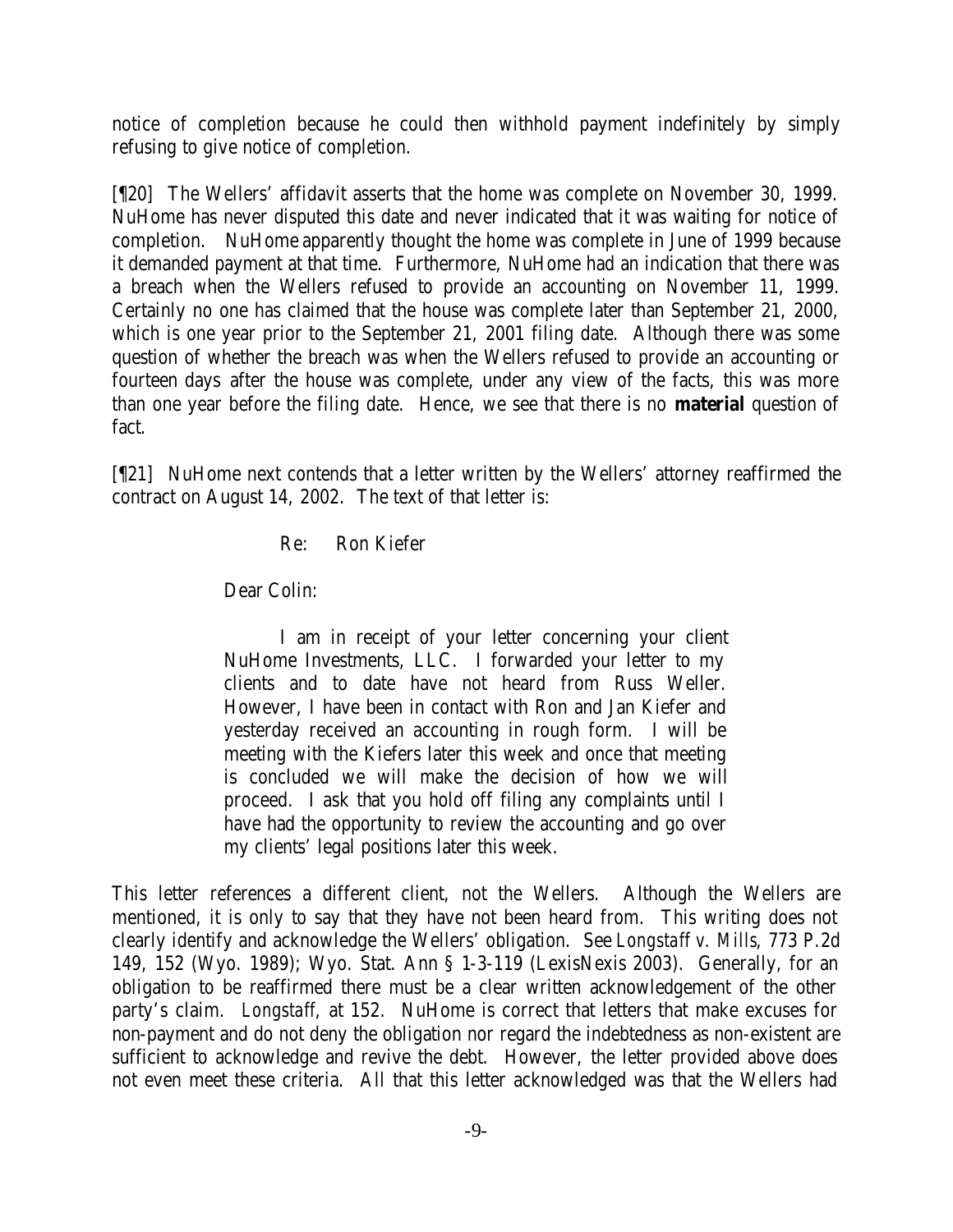notice of completion because he could then withhold payment indefinitely by simply refusing to give notice of completion.

[¶20] The Wellers' affidavit asserts that the home was complete on November 30, 1999. NuHome has never disputed this date and never indicated that it was waiting for notice of completion. NuHome apparently thought the home was complete in June of 1999 because it demanded payment at that time. Furthermore, NuHome had an indication that there was a breach when the Wellers refused to provide an accounting on November 11, 1999. Certainly no one has claimed that the house was complete later than September 21, 2000, which is one year prior to the September 21, 2001 filing date. Although there was some question of whether the breach was when the Wellers refused to provide an accounting or fourteen days after the house was complete, under any view of the facts, this was more than one year before the filing date. Hence, we see that there is no **material** question of fact.

[¶21] NuHome next contends that a letter written by the Wellers' attorney reaffirmed the contract on August 14, 2002. The text of that letter is:

> Re: Ron Kiefer
>
> Dear Colin:
>
> I am in receipt of your letter concerning your client NuHome Investments, LLC. I forwarded your letter to my clients and to date have not heard from Russ Weller. However, I have been in contact with Ron and Jan Kiefer and yesterday received an accounting in rough form. I will be meeting with the Kiefers later this week and once that meeting is concluded we will make the decision of how we will proceed. I ask that you hold off filing any complaints until I have had the opportunity to review the accounting and go over my clients' legal positions later this week.

This letter references a different client, not the Wellers. Although the Wellers are mentioned, it is only to say that they have not been heard from. This writing does not clearly identify and acknowledge the Wellers' obligation. See *Longstaff v. Mills*, 773 P.2d 149, 152 (Wyo. 1989); Wyo. Stat. Ann § 1-3-119 (LexisNexis 2003). Generally, for an obligation to be reaffirmed there must be a clear written acknowledgement of the other party's claim. *Longstaff*, at 152. NuHome is correct that letters that make excuses for non-payment and do not deny the obligation nor regard the indebtedness as non-existent are sufficient to acknowledge and revive the debt. However, the letter provided above does not even meet these criteria. All that this letter acknowledged was that the Wellers had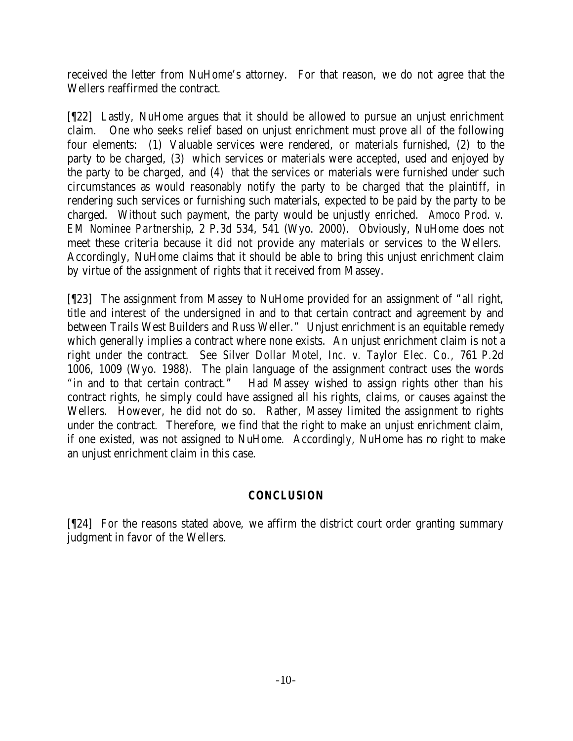received the letter from NuHome's attorney. For that reason, we do not agree that the Wellers reaffirmed the contract.

[¶22] Lastly, NuHome argues that it should be allowed to pursue an unjust enrichment claim. One who seeks relief based on unjust enrichment must prove all of the following four elements: (1) Valuable services were rendered, or materials furnished, (2) to the party to be charged, (3) which services or materials were accepted, used and enjoyed by the party to be charged, and (4) that the services or materials were furnished under such circumstances as would reasonably notify the party to be charged that the plaintiff, in rendering such services or furnishing such materials, expected to be paid by the party to be charged. Without such payment, the party would be unjustly enriched. *Amoco Prod. v. EM Nominee Partnership*, 2 P.3d 534, 541 (Wyo. 2000). Obviously, NuHome does not meet these criteria because it did not provide any materials or services to the Wellers. Accordingly, NuHome claims that it should be able to bring this unjust enrichment claim by virtue of the assignment of rights that it received from Massey.

[¶23] The assignment from Massey to NuHome provided for an assignment of "all right, title and interest of the undersigned in and to that certain contract and agreement by and between Trails West Builders and Russ Weller." Unjust enrichment is an equitable remedy which generally implies a contract where none exists. An unjust enrichment claim is not a right under the contract. See *Silver Dollar Motel, Inc. v. Taylor Elec. Co.*, 761 P.2d 1006, 1009 (Wyo. 1988). The plain language of the assignment contract uses the words "in and to that certain contract." Had Massey wished to assign rights other than his contract rights, he simply could have assigned all his rights, claims, or causes against the Wellers. However, he did not do so. Rather, Massey limited the assignment to rights under the contract. Therefore, we find that the right to make an unjust enrichment claim, if one existed, was not assigned to NuHome. Accordingly, NuHome has no right to make an unjust enrichment claim in this case.

## CONCLUSION

[¶24] For the reasons stated above, we affirm the district court order granting summary judgment in favor of the Wellers.